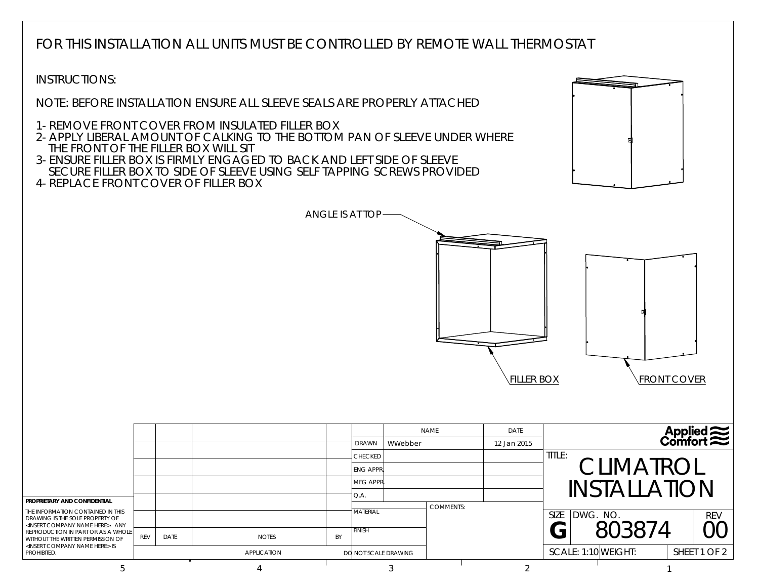FOR THIS INSTALLATION ALL UNITS MUST BE CONTROLLED BY REMOTE WALL THERMOSTAT

INSTRUCTIONS:

NOTE: BEFORE INSTALLATION ENSURE ALL SLEEVE SEALS ARE PROPERLY ATTACHED

1- REMOVE FRONT COVER FROM INSULATED FILLER BOX
2- APPLY LIBERAL AMOUNT OF CALKING TO THE BOTTOM PAN OF SLEEVE UNDER WHERE THE FRONT OF THE FILLER BOX WILL SIT
3- ENSURE FILLER BOX IS FIRMLY ENGAGED TO BACK AND LEFT SIDE OF SLEEVE SECURE FILLER BOX TO SIDE OF SLEEVE USING SELF TAPPING SCREWS PROVIDED
4- REPLACE FRONT COVER OF FILLER BOX

ANGLE IS AT TOP

FILLER BOX

FRONT COVER

**PROPRIETARY AND CONFIDENTIAL**

THE INFORMATION CONTAINED IN THIS DRAWING IS THE SOLE PROPERTY OF <INSERT COMPANY NAME HERE>. ANY REPRODUCTION IN PART OR AS A WHOLE WITHOUT THE WRITTEN PERMISSION OF <INSERT COMPANY NAME HERE> IS PROHIBITED.

| REV | DATE | NOTES | BY |
|---|---|---|---|
| APPLICATION | | | |

| | NAME | DATE |
|---|---|---|
| DRAWN | WWebber | 12 Jan 2015 |
| CHECKED | | |
| ENG APPR. | | |
| MFG APPR. | | |
| Q.A. | | |
| MATERIAL | COMMENTS: | |
| FINISH | | |
| DO NOT SCALE DRAWING | | |

Applied Comfort

TITLE: CLIMATROL INSTALLATION

| SIZE | DWG. NO. | REV |
|---|---|---|
| G | 803874 | 00 |
| SCALE: 1:10 | WEIGHT: | SHEET 1 OF 2 |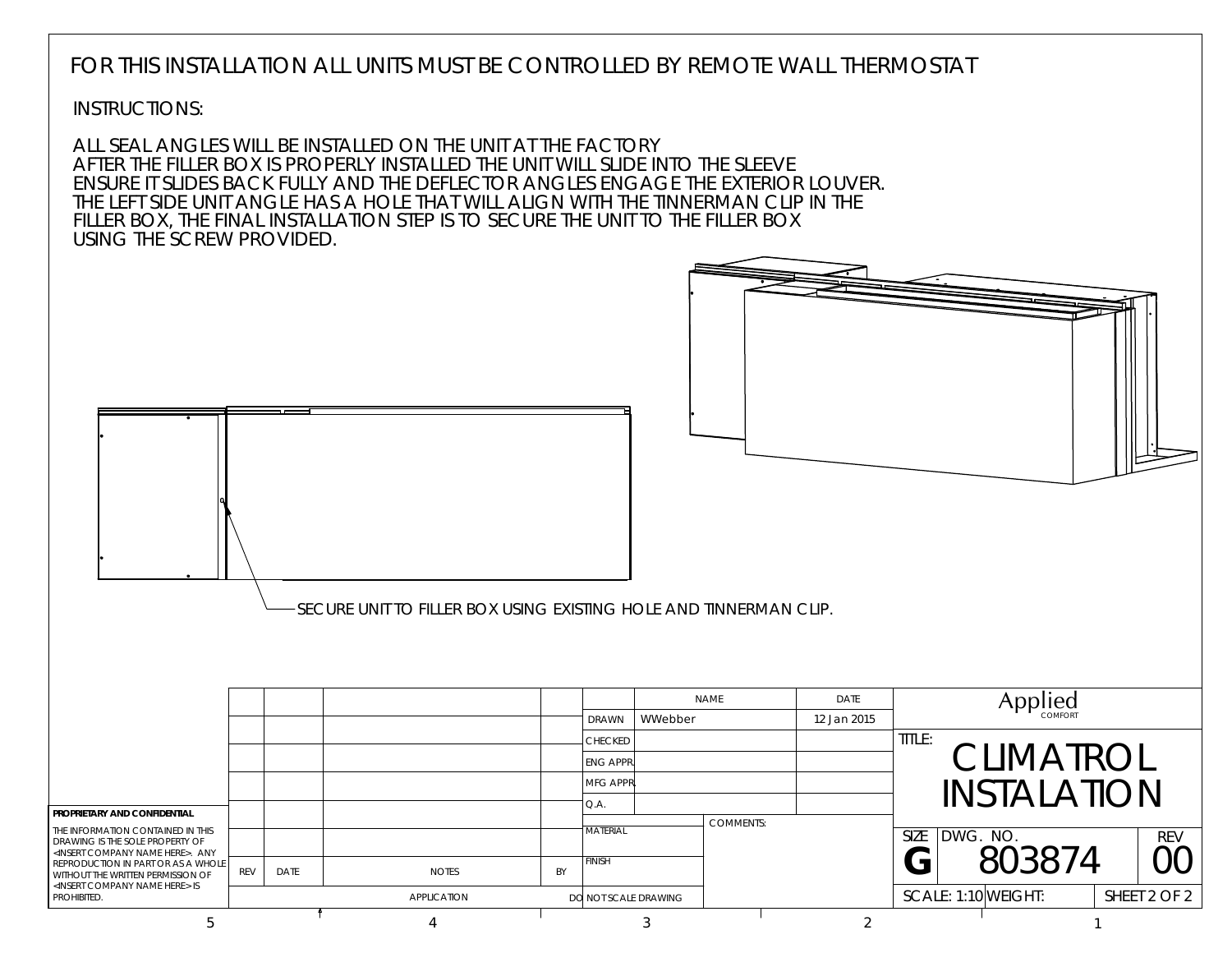# FOR THIS INSTALLATION ALL UNITS MUST BE CONTROLLED BY REMOTE WALL THERMOSTAT

INSTRUCTIONS:

ALL SEAL ANGLES WILL BE INSTALLED ON THE UNIT AT THE FACTORY
AFTER THE FILLER BOX IS PROPERLY INSTALLED THE UNIT WILL SLIDE INTO THE SLEEVE
ENSURE IT SLIDES BACK FULLY AND THE DEFLECTOR ANGLES ENGAGE THE EXTERIOR LOUVER.
THE LEFT SIDE UNIT ANGLE HAS A HOLE THAT WILL ALIGN WITH THE TINNERMAN CLIP IN THE
FILLER BOX, THE FINAL INSTALLATION STEP IS TO SECURE THE UNIT TO THE FILLER BOX
USING THE SCREW PROVIDED.

SECURE UNIT TO FILLER BOX USING EXISTING HOLE AND TINNERMAN CLIP.

**PROPRIETARY AND CONFIDENTIAL**

THE INFORMATION CONTAINED IN THIS DRAWING IS THE SOLE PROPERTY OF <INSERT COMPANY NAME HERE>. ANY REPRODUCTION IN PART OR AS A WHOLE WITHOUT THE WRITTEN PERMISSION OF <INSERT COMPANY NAME HERE> IS PROHIBITED.

| REV | DATE | NOTES | BY |
|---|---|---|---|
| | | | |

APPLICATION

| | NAME | DATE |
|---|---|---|
| DRAWN | WWebber | 12 Jan 2015 |
| CHECKED | | |
| ENG APPR. | | |
| MFG APPR. | | |
| Q.A. | | |

MATERIAL

FINISH

COMMENTS:

DO NOT SCALE DRAWING

Applied COMFORT

TITLE: CLIMATROL INSTALATION

SIZE: G

DWG. NO.: 803874

REV: 00

SCALE: 1:10

WEIGHT:

SHEET 2 OF 2